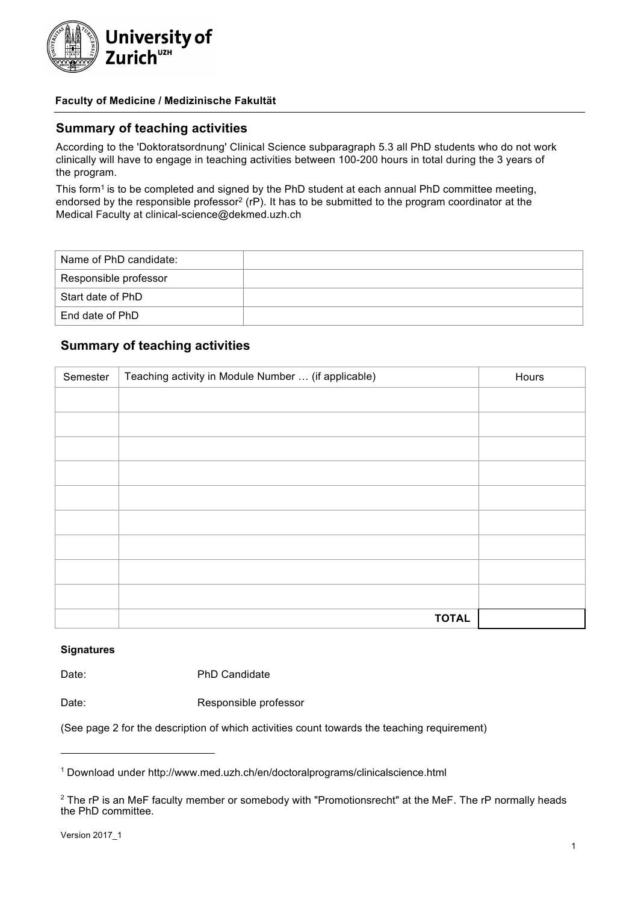**University of Zurich**[UZH]

**Faculty of Medicine / Medizinische Fakultät**

## Summary of teaching activities

According to the 'Doktoratsordnung' Clinical Science subparagraph 5.3 all PhD students who do not work clinically will have to engage in teaching activities between 100-200 hours in total during the 3 years of the program.

This form[1] is to be completed and signed by the PhD student at each annual PhD committee meeting, endorsed by the responsible professor[2] (rP). It has to be submitted to the program coordinator at the Medical Faculty at clinical-science@dekmed.uzh.ch

| | |
|---|---|
| Name of PhD candidate: | |
| Responsible professor | |
| Start date of PhD | |
| End date of PhD | |

## Summary of teaching activities

| Semester | Teaching activity in Module Number … (if applicable) | Hours |
|---|---|---|
| | | |
| | | |
| | | |
| | | |
| | | |
| | | |
| | | |
| | | |
| | | |
| | **TOTAL** | |

**Signatures**

Date: PhD Candidate

Date: Responsible professor

(See page 2 for the description of which activities count towards the teaching requirement)

---

[1] Download under http://www.med.uzh.ch/en/doctoralprograms/clinicalscience.html

[2] The rP is an MeF faculty member or somebody with "Promotionsrecht" at the MeF. The rP normally heads the PhD committee.

Version 2017_1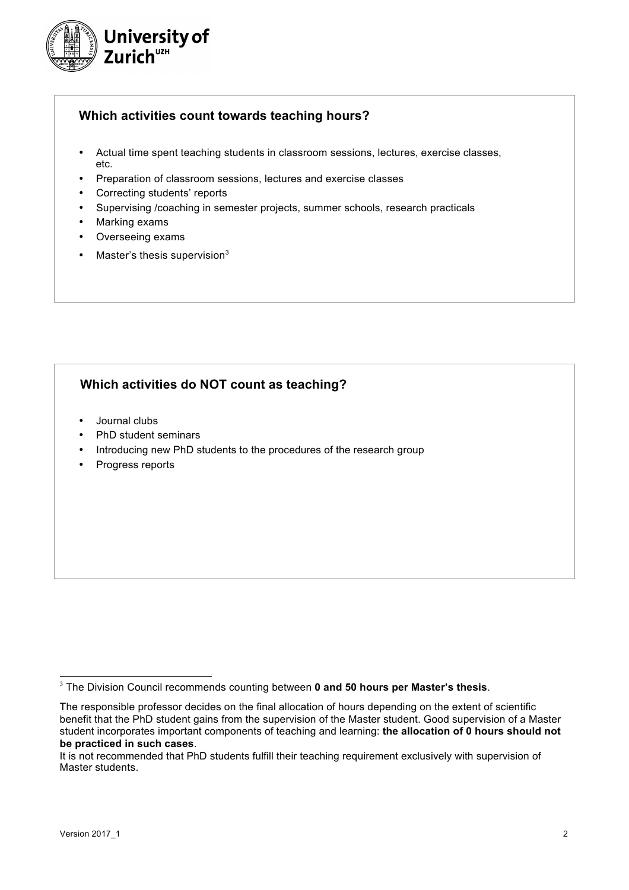## Which activities count towards teaching hours?

- Actual time spent teaching students in classroom sessions, lectures, exercise classes, etc.
- Preparation of classroom sessions, lectures and exercise classes
- Correcting students' reports
- Supervising /coaching in semester projects, summer schools, research practicals
- Marking exams
- Overseeing exams
- Master's thesis supervision[3]

## Which activities do NOT count as teaching?

- Journal clubs
- PhD student seminars
- Introducing new PhD students to the procedures of the research group
- Progress reports

---

[3] The Division Council recommends counting between **0 and 50 hours per Master's thesis**.

The responsible professor decides on the final allocation of hours depending on the extent of scientific benefit that the PhD student gains from the supervision of the Master student. Good supervision of a Master student incorporates important components of teaching and learning: **the allocation of 0 hours should not be practiced in such cases**.

It is not recommended that PhD students fulfill their teaching requirement exclusively with supervision of Master students.

Version 2017_1